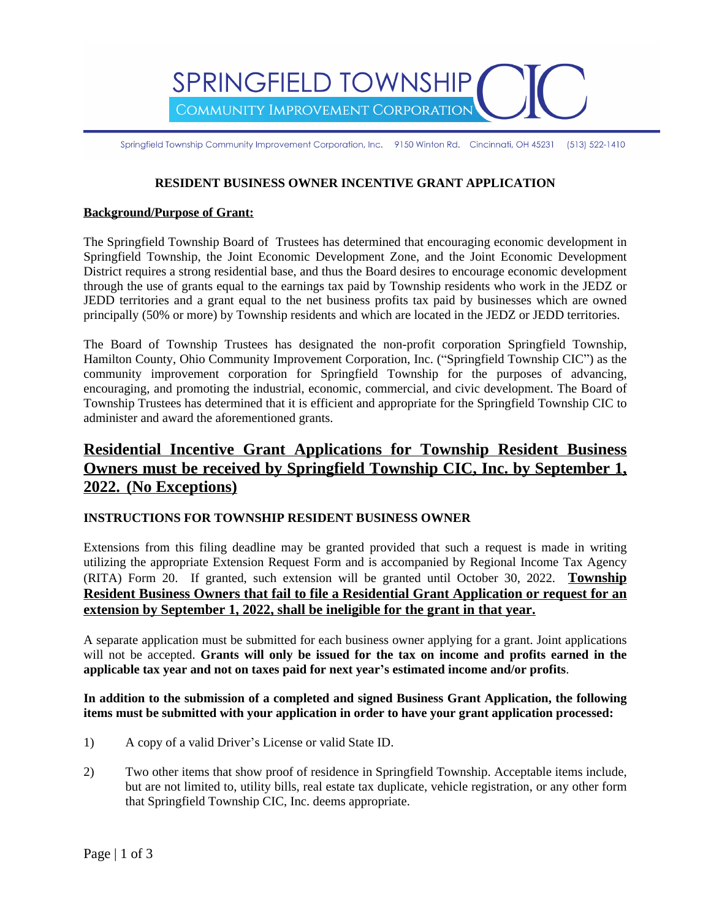SPRINGFIELD TOWNSHIP CIC
COMMUNITY IMPROVEMENT CORPORATION

Springfield Township Community Improvement Corporation, Inc. 9150 Winton Rd. Cincinnati, OH 45231 (513) 522-1410

# RESIDENT BUSINESS OWNER INCENTIVE GRANT APPLICATION

**Background/Purpose of Grant:**

The Springfield Township Board of Trustees has determined that encouraging economic development in Springfield Township, the Joint Economic Development Zone, and the Joint Economic Development District requires a strong residential base, and thus the Board desires to encourage economic development through the use of grants equal to the earnings tax paid by Township residents who work in the JEDZ or JEDD territories and a grant equal to the net business profits tax paid by businesses which are owned principally (50% or more) by Township residents and which are located in the JEDZ or JEDD territories.

The Board of Township Trustees has designated the non-profit corporation Springfield Township, Hamilton County, Ohio Community Improvement Corporation, Inc. ("Springfield Township CIC") as the community improvement corporation for Springfield Township for the purposes of advancing, encouraging, and promoting the industrial, economic, commercial, and civic development. The Board of Township Trustees has determined that it is efficient and appropriate for the Springfield Township CIC to administer and award the aforementioned grants.

## Residential Incentive Grant Applications for Township Resident Business Owners must be received by Springfield Township CIC, Inc. by September 1, 2022. (No Exceptions)

**INSTRUCTIONS FOR TOWNSHIP RESIDENT BUSINESS OWNER**

Extensions from this filing deadline may be granted provided that such a request is made in writing utilizing the appropriate Extension Request Form and is accompanied by Regional Income Tax Agency (RITA) Form 20. If granted, such extension will be granted until October 30, 2022. **Township Resident Business Owners that fail to file a Residential Grant Application or request for an extension by September 1, 2022, shall be ineligible for the grant in that year.**

A separate application must be submitted for each business owner applying for a grant. Joint applications will not be accepted. **Grants will only be issued for the tax on income and profits earned in the applicable tax year and not on taxes paid for next year's estimated income and/or profits**.

**In addition to the submission of a completed and signed Business Grant Application, the following items must be submitted with your application in order to have your grant application processed:**

1) A copy of a valid Driver's License or valid State ID.

2) Two other items that show proof of residence in Springfield Township. Acceptable items include, but are not limited to, utility bills, real estate tax duplicate, vehicle registration, or any other form that Springfield Township CIC, Inc. deems appropriate.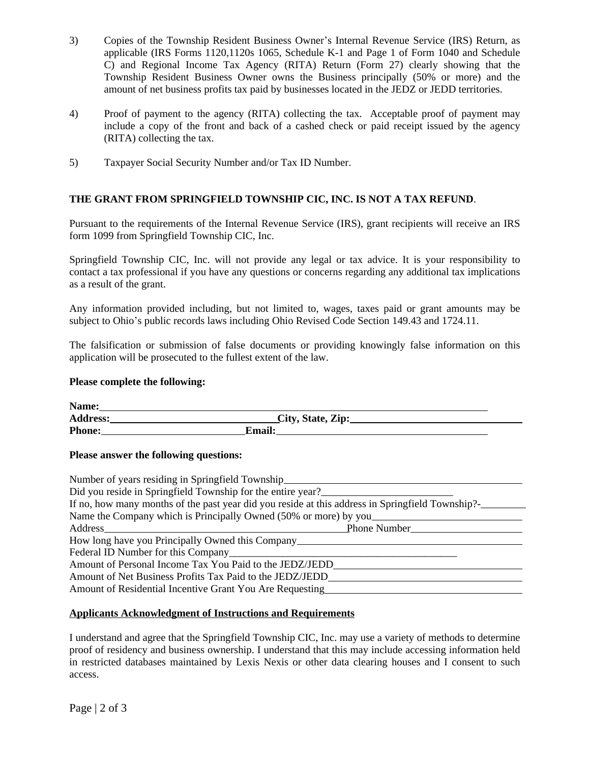3) Copies of the Township Resident Business Owner's Internal Revenue Service (IRS) Return, as applicable (IRS Forms 1120,1120s 1065, Schedule K-1 and Page 1 of Form 1040 and Schedule C) and Regional Income Tax Agency (RITA) Return (Form 27) clearly showing that the Township Resident Business Owner owns the Business principally (50% or more) and the amount of net business profits tax paid by businesses located in the JEDZ or JEDD territories.

4) Proof of payment to the agency (RITA) collecting the tax. Acceptable proof of payment may include a copy of the front and back of a cashed check or paid receipt issued by the agency (RITA) collecting the tax.

5) Taxpayer Social Security Number and/or Tax ID Number.

**THE GRANT FROM SPRINGFIELD TOWNSHIP CIC, INC. IS NOT A TAX REFUND**.

Pursuant to the requirements of the Internal Revenue Service (IRS), grant recipients will receive an IRS form 1099 from Springfield Township CIC, Inc.

Springfield Township CIC, Inc. will not provide any legal or tax advice. It is your responsibility to contact a tax professional if you have any questions or concerns regarding any additional tax implications as a result of the grant.

Any information provided including, but not limited to, wages, taxes paid or grant amounts may be subject to Ohio's public records laws including Ohio Revised Code Section 149.43 and 1724.11.

The falsification or submission of false documents or providing knowingly false information on this application will be prosecuted to the fullest extent of the law.

**Please complete the following:**

**Name:** ______________________________________________

**Address:** ______________________ **City, State, Zip:** ______________________

**Phone:** ____________________ **Email:** ______________________________

**Please answer the following questions:**

Number of years residing in Springfield Township ______________________________

Did you reside in Springfield Township for the entire year? ____________________

If no, how many months of the past year did you reside at this address in Springfield Township?- ________

Name the Company which is Principally Owned (50% or more) by you ____________________

Address ______________________________ Phone Number ____________________

How long have you Principally Owned this Company ______________________________

Federal ID Number for this Company ______________________________

Amount of Personal Income Tax You Paid to the JEDZ/JEDD ______________________________

Amount of Net Business Profits Tax Paid to the JEDZ/JEDD ______________________________

Amount of Residential Incentive Grant You Are Requesting ______________________________

**Applicants Acknowledgment of Instructions and Requirements**

I understand and agree that the Springfield Township CIC, Inc. may use a variety of methods to determine proof of residency and business ownership. I understand that this may include accessing information held in restricted databases maintained by Lexis Nexis or other data clearing houses and I consent to such access.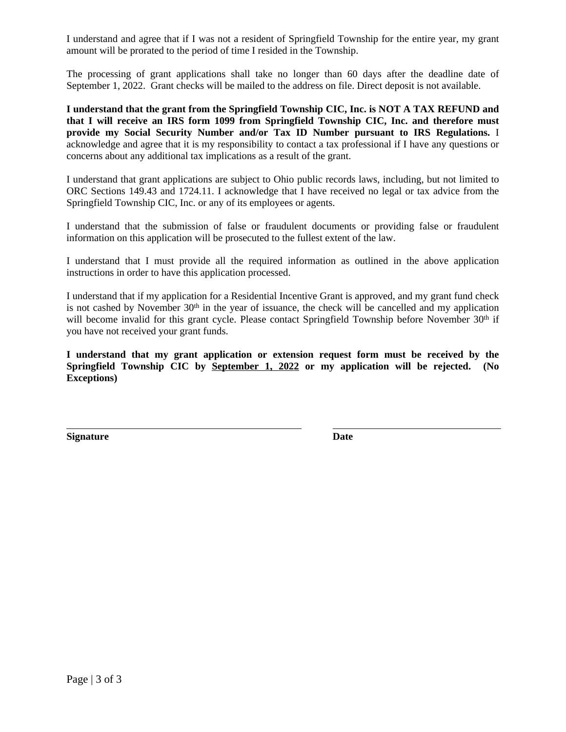I understand and agree that if I was not a resident of Springfield Township for the entire year, my grant amount will be prorated to the period of time I resided in the Township.

The processing of grant applications shall take no longer than 60 days after the deadline date of September 1, 2022. Grant checks will be mailed to the address on file. Direct deposit is not available.

**I understand that the grant from the Springfield Township CIC, Inc. is NOT A TAX REFUND and that I will receive an IRS form 1099 from Springfield Township CIC, Inc. and therefore must provide my Social Security Number and/or Tax ID Number pursuant to IRS Regulations.** I acknowledge and agree that it is my responsibility to contact a tax professional if I have any questions or concerns about any additional tax implications as a result of the grant.

I understand that grant applications are subject to Ohio public records laws, including, but not limited to ORC Sections 149.43 and 1724.11. I acknowledge that I have received no legal or tax advice from the Springfield Township CIC, Inc. or any of its employees or agents.

I understand that the submission of false or fraudulent documents or providing false or fraudulent information on this application will be prosecuted to the fullest extent of the law.

I understand that I must provide all the required information as outlined in the above application instructions in order to have this application processed.

I understand that if my application for a Residential Incentive Grant is approved, and my grant fund check is not cashed by November 30th in the year of issuance, the check will be cancelled and my application will become invalid for this grant cycle. Please contact Springfield Township before November 30th if you have not received your grant funds.

**I understand that my grant application or extension request form must be received by the Springfield Township CIC by <u>September 1, 2022</u> or my application will be rejected. (No Exceptions)**

\_\_\_\_\_\_\_\_\_\_\_\_\_\_\_\_\_\_\_\_\_\_\_\_\_\_\_\_\_\_\_\_\_\_\_\_\_\_\_\_ \_\_\_\_\_\_\_\_\_\_\_\_\_\_\_\_\_\_\_\_\_\_\_\_\_\_\_\_

**Signature** **Date**